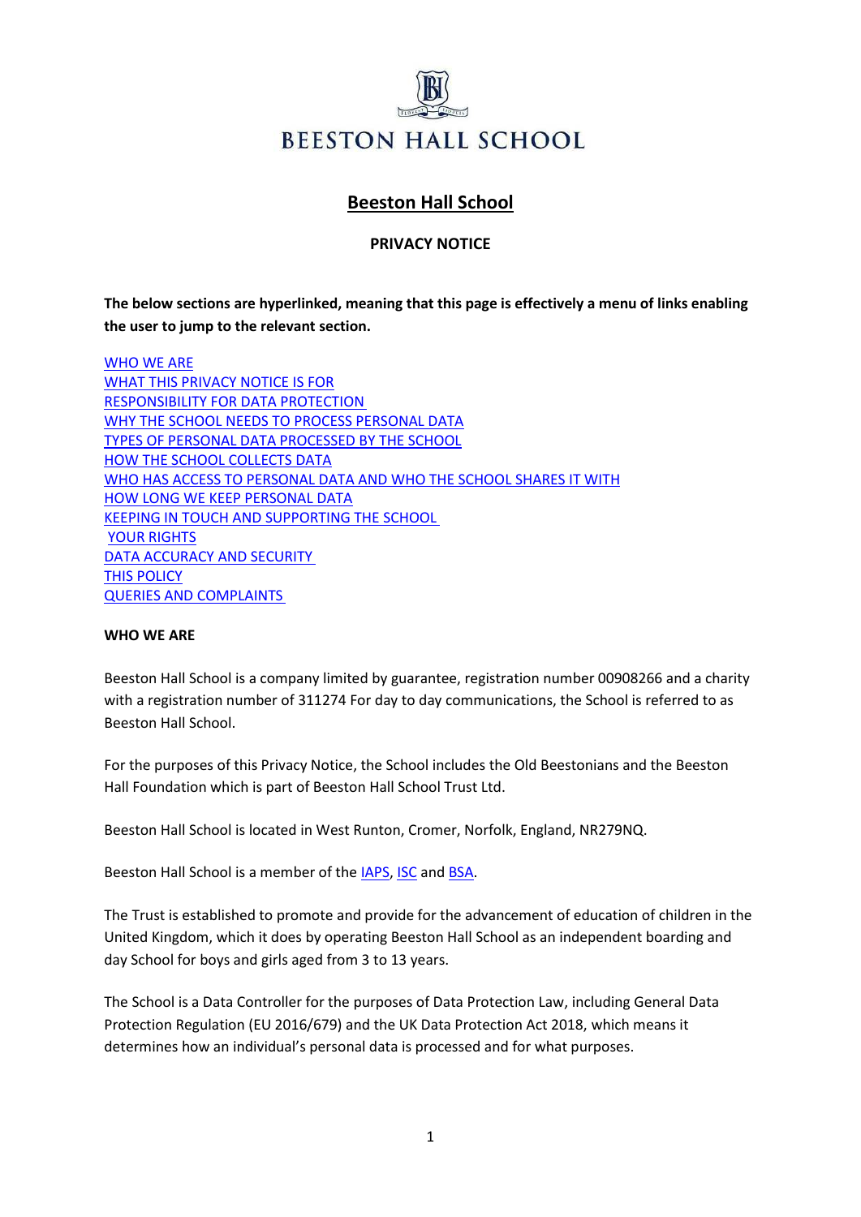BEESTON HALL SCHOOL

# Beeston Hall School

## PRIVACY NOTICE

**The below sections are hyperlinked, meaning that this page is effectively a menu of links enabling the user to jump to the relevant section.**

WHO WE ARE
WHAT THIS PRIVACY NOTICE IS FOR
RESPONSIBILITY FOR DATA PROTECTION
WHY THE SCHOOL NEEDS TO PROCESS PERSONAL DATA
TYPES OF PERSONAL DATA PROCESSED BY THE SCHOOL
HOW THE SCHOOL COLLECTS DATA
WHO HAS ACCESS TO PERSONAL DATA AND WHO THE SCHOOL SHARES IT WITH
HOW LONG WE KEEP PERSONAL DATA
KEEPING IN TOUCH AND SUPPORTING THE SCHOOL
YOUR RIGHTS
DATA ACCURACY AND SECURITY
THIS POLICY
QUERIES AND COMPLAINTS

### WHO WE ARE

Beeston Hall School is a company limited by guarantee, registration number 00908266 and a charity with a registration number of 311274 For day to day communications, the School is referred to as Beeston Hall School.

For the purposes of this Privacy Notice, the School includes the Old Beestonians and the Beeston Hall Foundation which is part of Beeston Hall School Trust Ltd.

Beeston Hall School is located in West Runton, Cromer, Norfolk, England, NR279NQ.

Beeston Hall School is a member of the IAPS, ISC and BSA.

The Trust is established to promote and provide for the advancement of education of children in the United Kingdom, which it does by operating Beeston Hall School as an independent boarding and day School for boys and girls aged from 3 to 13 years.

The School is a Data Controller for the purposes of Data Protection Law, including General Data Protection Regulation (EU 2016/679) and the UK Data Protection Act 2018, which means it determines how an individual's personal data is processed and for what purposes.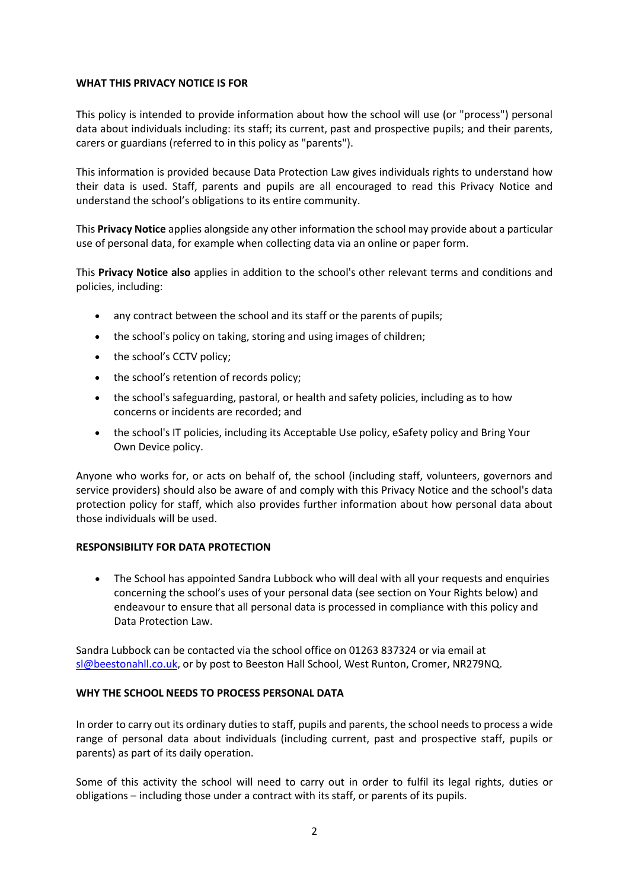## WHAT THIS PRIVACY NOTICE IS FOR

This policy is intended to provide information about how the school will use (or "process") personal data about individuals including: its staff; its current, past and prospective pupils; and their parents, carers or guardians (referred to in this policy as "parents").

This information is provided because Data Protection Law gives individuals rights to understand how their data is used. Staff, parents and pupils are all encouraged to read this Privacy Notice and understand the school's obligations to its entire community.

This **Privacy Notice** applies alongside any other information the school may provide about a particular use of personal data, for example when collecting data via an online or paper form.

This **Privacy Notice also** applies in addition to the school's other relevant terms and conditions and policies, including:

- any contract between the school and its staff or the parents of pupils;
- the school's policy on taking, storing and using images of children;
- the school's CCTV policy;
- the school's retention of records policy;
- the school's safeguarding, pastoral, or health and safety policies, including as to how concerns or incidents are recorded; and
- the school's IT policies, including its Acceptable Use policy, eSafety policy and Bring Your Own Device policy.

Anyone who works for, or acts on behalf of, the school (including staff, volunteers, governors and service providers) should also be aware of and comply with this Privacy Notice and the school's data protection policy for staff, which also provides further information about how personal data about those individuals will be used.

## RESPONSIBILITY FOR DATA PROTECTION

- The School has appointed Sandra Lubbock who will deal with all your requests and enquiries concerning the school's uses of your personal data (see section on Your Rights below) and endeavour to ensure that all personal data is processed in compliance with this policy and Data Protection Law.

Sandra Lubbock can be contacted via the school office on 01263 837324 or via email at sl@beestonahll.co.uk, or by post to Beeston Hall School, West Runton, Cromer, NR279NQ.

## WHY THE SCHOOL NEEDS TO PROCESS PERSONAL DATA

In order to carry out its ordinary duties to staff, pupils and parents, the school needs to process a wide range of personal data about individuals (including current, past and prospective staff, pupils or parents) as part of its daily operation.

Some of this activity the school will need to carry out in order to fulfil its legal rights, duties or obligations – including those under a contract with its staff, or parents of its pupils.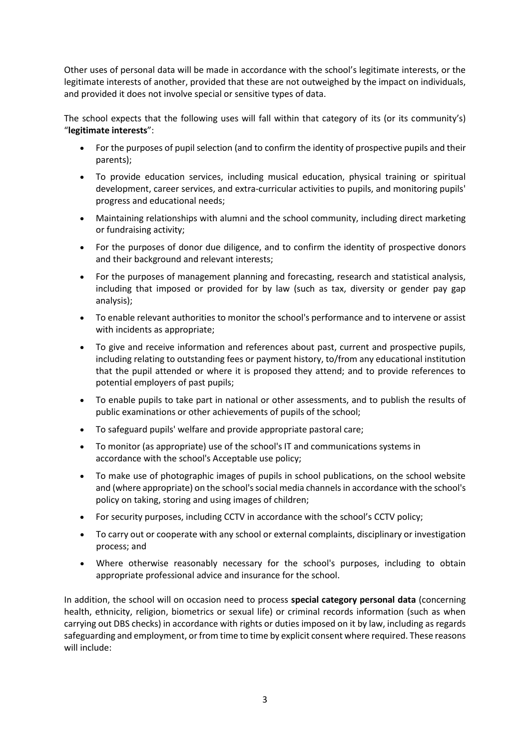Other uses of personal data will be made in accordance with the school's legitimate interests, or the legitimate interests of another, provided that these are not outweighed by the impact on individuals, and provided it does not involve special or sensitive types of data.

The school expects that the following uses will fall within that category of its (or its community's) "**legitimate interests**":

- For the purposes of pupil selection (and to confirm the identity of prospective pupils and their parents);
- To provide education services, including musical education, physical training or spiritual development, career services, and extra-curricular activities to pupils, and monitoring pupils' progress and educational needs;
- Maintaining relationships with alumni and the school community, including direct marketing or fundraising activity;
- For the purposes of donor due diligence, and to confirm the identity of prospective donors and their background and relevant interests;
- For the purposes of management planning and forecasting, research and statistical analysis, including that imposed or provided for by law (such as tax, diversity or gender pay gap analysis);
- To enable relevant authorities to monitor the school's performance and to intervene or assist with incidents as appropriate;
- To give and receive information and references about past, current and prospective pupils, including relating to outstanding fees or payment history, to/from any educational institution that the pupil attended or where it is proposed they attend; and to provide references to potential employers of past pupils;
- To enable pupils to take part in national or other assessments, and to publish the results of public examinations or other achievements of pupils of the school;
- To safeguard pupils' welfare and provide appropriate pastoral care;
- To monitor (as appropriate) use of the school's IT and communications systems in accordance with the school's Acceptable use policy;
- To make use of photographic images of pupils in school publications, on the school website and (where appropriate) on the school's social media channels in accordance with the school's policy on taking, storing and using images of children;
- For security purposes, including CCTV in accordance with the school's CCTV policy;
- To carry out or cooperate with any school or external complaints, disciplinary or investigation process; and
- Where otherwise reasonably necessary for the school's purposes, including to obtain appropriate professional advice and insurance for the school.

In addition, the school will on occasion need to process **special category personal data** (concerning health, ethnicity, religion, biometrics or sexual life) or criminal records information (such as when carrying out DBS checks) in accordance with rights or duties imposed on it by law, including as regards safeguarding and employment, or from time to time by explicit consent where required. These reasons will include: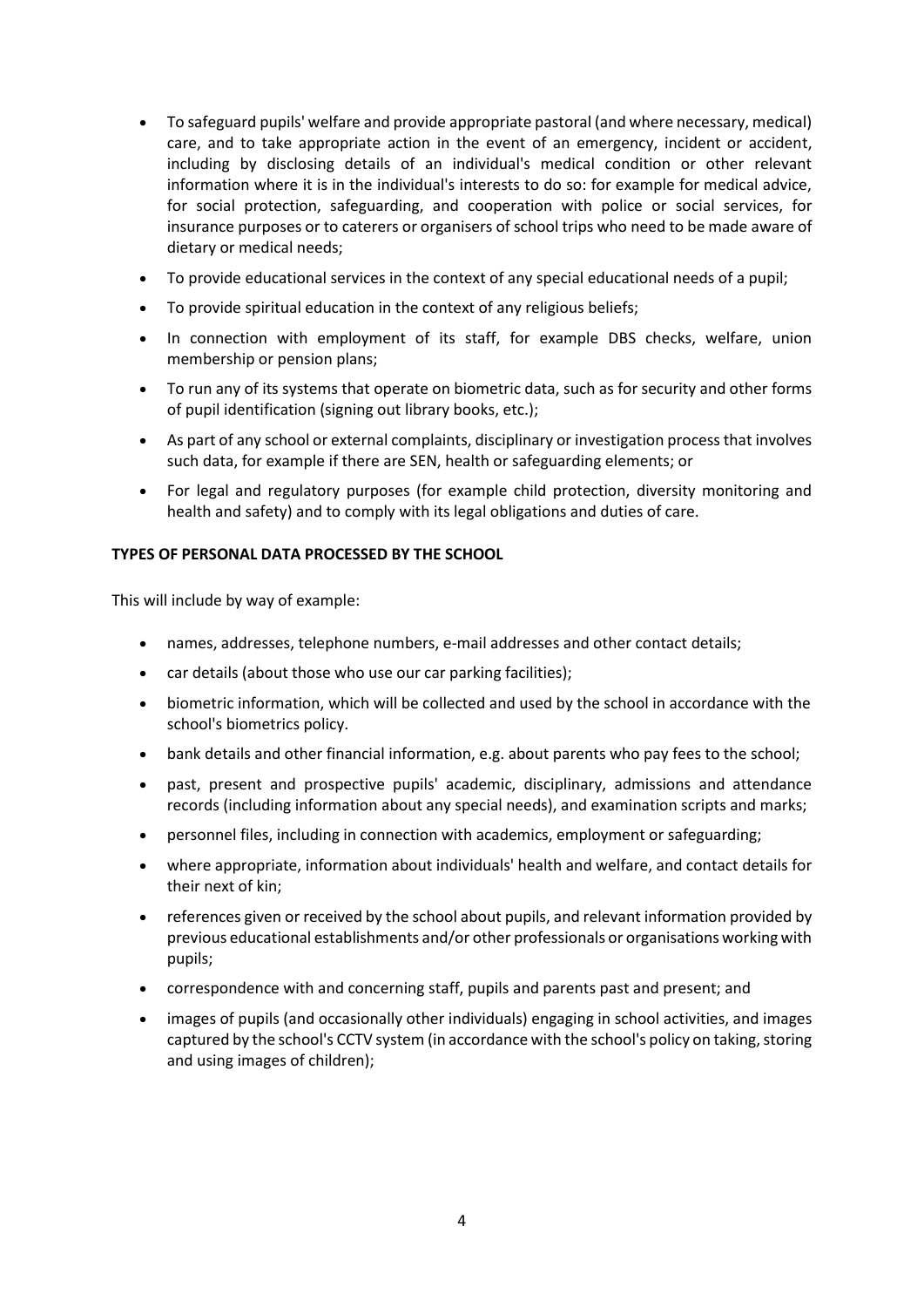- To safeguard pupils' welfare and provide appropriate pastoral (and where necessary, medical) care, and to take appropriate action in the event of an emergency, incident or accident, including by disclosing details of an individual's medical condition or other relevant information where it is in the individual's interests to do so: for example for medical advice, for social protection, safeguarding, and cooperation with police or social services, for insurance purposes or to caterers or organisers of school trips who need to be made aware of dietary or medical needs;
- To provide educational services in the context of any special educational needs of a pupil;
- To provide spiritual education in the context of any religious beliefs;
- In connection with employment of its staff, for example DBS checks, welfare, union membership or pension plans;
- To run any of its systems that operate on biometric data, such as for security and other forms of pupil identification (signing out library books, etc.);
- As part of any school or external complaints, disciplinary or investigation process that involves such data, for example if there are SEN, health or safeguarding elements; or
- For legal and regulatory purposes (for example child protection, diversity monitoring and health and safety) and to comply with its legal obligations and duties of care.

**TYPES OF PERSONAL DATA PROCESSED BY THE SCHOOL**

This will include by way of example:

- names, addresses, telephone numbers, e-mail addresses and other contact details;
- car details (about those who use our car parking facilities);
- biometric information, which will be collected and used by the school in accordance with the school's biometrics policy.
- bank details and other financial information, e.g. about parents who pay fees to the school;
- past, present and prospective pupils' academic, disciplinary, admissions and attendance records (including information about any special needs), and examination scripts and marks;
- personnel files, including in connection with academics, employment or safeguarding;
- where appropriate, information about individuals' health and welfare, and contact details for their next of kin;
- references given or received by the school about pupils, and relevant information provided by previous educational establishments and/or other professionals or organisations working with pupils;
- correspondence with and concerning staff, pupils and parents past and present; and
- images of pupils (and occasionally other individuals) engaging in school activities, and images captured by the school's CCTV system (in accordance with the school's policy on taking, storing and using images of children);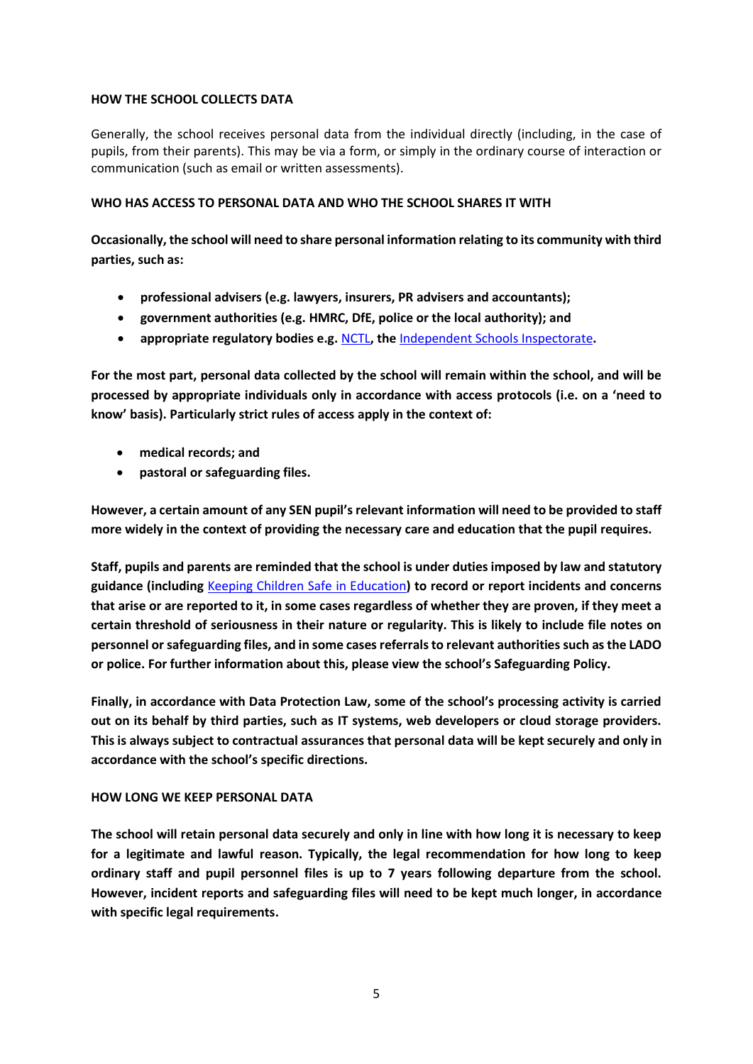## HOW THE SCHOOL COLLECTS DATA

Generally, the school receives personal data from the individual directly (including, in the case of pupils, from their parents). This may be via a form, or simply in the ordinary course of interaction or communication (such as email or written assessments).

## WHO HAS ACCESS TO PERSONAL DATA AND WHO THE SCHOOL SHARES IT WITH

**Occasionally, the school will need to share personal information relating to its community with third parties, such as:**

- **professional advisers (e.g. lawyers, insurers, PR advisers and accountants);**
- **government authorities (e.g. HMRC, DfE, police or the local authority); and**
- **appropriate regulatory bodies e.g. NCTL, the Independent Schools Inspectorate.**

**For the most part, personal data collected by the school will remain within the school, and will be processed by appropriate individuals only in accordance with access protocols (i.e. on a 'need to know' basis). Particularly strict rules of access apply in the context of:**

- **medical records; and**
- **pastoral or safeguarding files.**

**However, a certain amount of any SEN pupil's relevant information will need to be provided to staff more widely in the context of providing the necessary care and education that the pupil requires.**

**Staff, pupils and parents are reminded that the school is under duties imposed by law and statutory guidance (including Keeping Children Safe in Education) to record or report incidents and concerns that arise or are reported to it, in some cases regardless of whether they are proven, if they meet a certain threshold of seriousness in their nature or regularity. This is likely to include file notes on personnel or safeguarding files, and in some cases referrals to relevant authorities such as the LADO or police. For further information about this, please view the school's Safeguarding Policy.**

**Finally, in accordance with Data Protection Law, some of the school's processing activity is carried out on its behalf by third parties, such as IT systems, web developers or cloud storage providers. This is always subject to contractual assurances that personal data will be kept securely and only in accordance with the school's specific directions.**

## HOW LONG WE KEEP PERSONAL DATA

**The school will retain personal data securely and only in line with how long it is necessary to keep for a legitimate and lawful reason. Typically, the legal recommendation for how long to keep ordinary staff and pupil personnel files is up to 7 years following departure from the school. However, incident reports and safeguarding files will need to be kept much longer, in accordance with specific legal requirements.**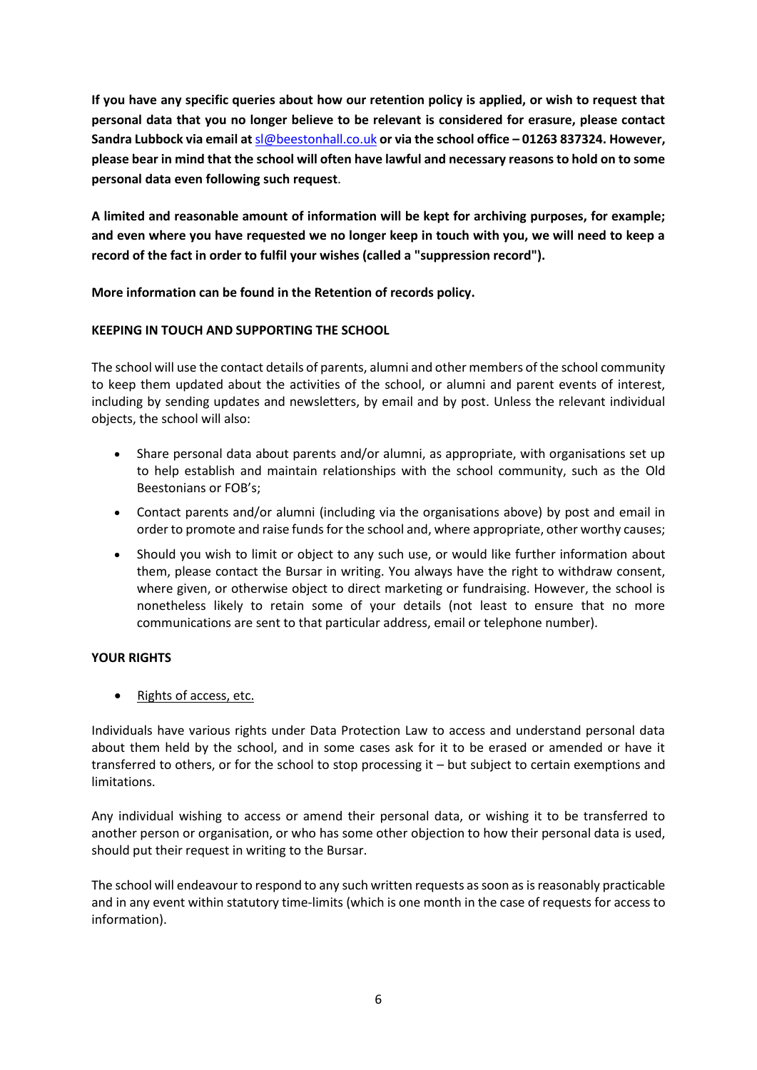**If you have any specific queries about how our retention policy is applied, or wish to request that personal data that you no longer believe to be relevant is considered for erasure, please contact Sandra Lubbock via email at sl@beestonhall.co.uk or via the school office – 01263 837324. However, please bear in mind that the school will often have lawful and necessary reasons to hold on to some personal data even following such request**.

**A limited and reasonable amount of information will be kept for archiving purposes, for example; and even where you have requested we no longer keep in touch with you, we will need to keep a record of the fact in order to fulfil your wishes (called a "suppression record").**

**More information can be found in the Retention of records policy.**

**KEEPING IN TOUCH AND SUPPORTING THE SCHOOL**

The school will use the contact details of parents, alumni and other members of the school community to keep them updated about the activities of the school, or alumni and parent events of interest, including by sending updates and newsletters, by email and by post. Unless the relevant individual objects, the school will also:

- Share personal data about parents and/or alumni, as appropriate, with organisations set up to help establish and maintain relationships with the school community, such as the Old Beestonians or FOB's;
- Contact parents and/or alumni (including via the organisations above) by post and email in order to promote and raise funds for the school and, where appropriate, other worthy causes;
- Should you wish to limit or object to any such use, or would like further information about them, please contact the Bursar in writing. You always have the right to withdraw consent, where given, or otherwise object to direct marketing or fundraising. However, the school is nonetheless likely to retain some of your details (not least to ensure that no more communications are sent to that particular address, email or telephone number).

**YOUR RIGHTS**

- <u>Rights of access, etc.</u>

Individuals have various rights under Data Protection Law to access and understand personal data about them held by the school, and in some cases ask for it to be erased or amended or have it transferred to others, or for the school to stop processing it – but subject to certain exemptions and limitations.

Any individual wishing to access or amend their personal data, or wishing it to be transferred to another person or organisation, or who has some other objection to how their personal data is used, should put their request in writing to the Bursar.

The school will endeavour to respond to any such written requests as soon as is reasonably practicable and in any event within statutory time-limits (which is one month in the case of requests for access to information).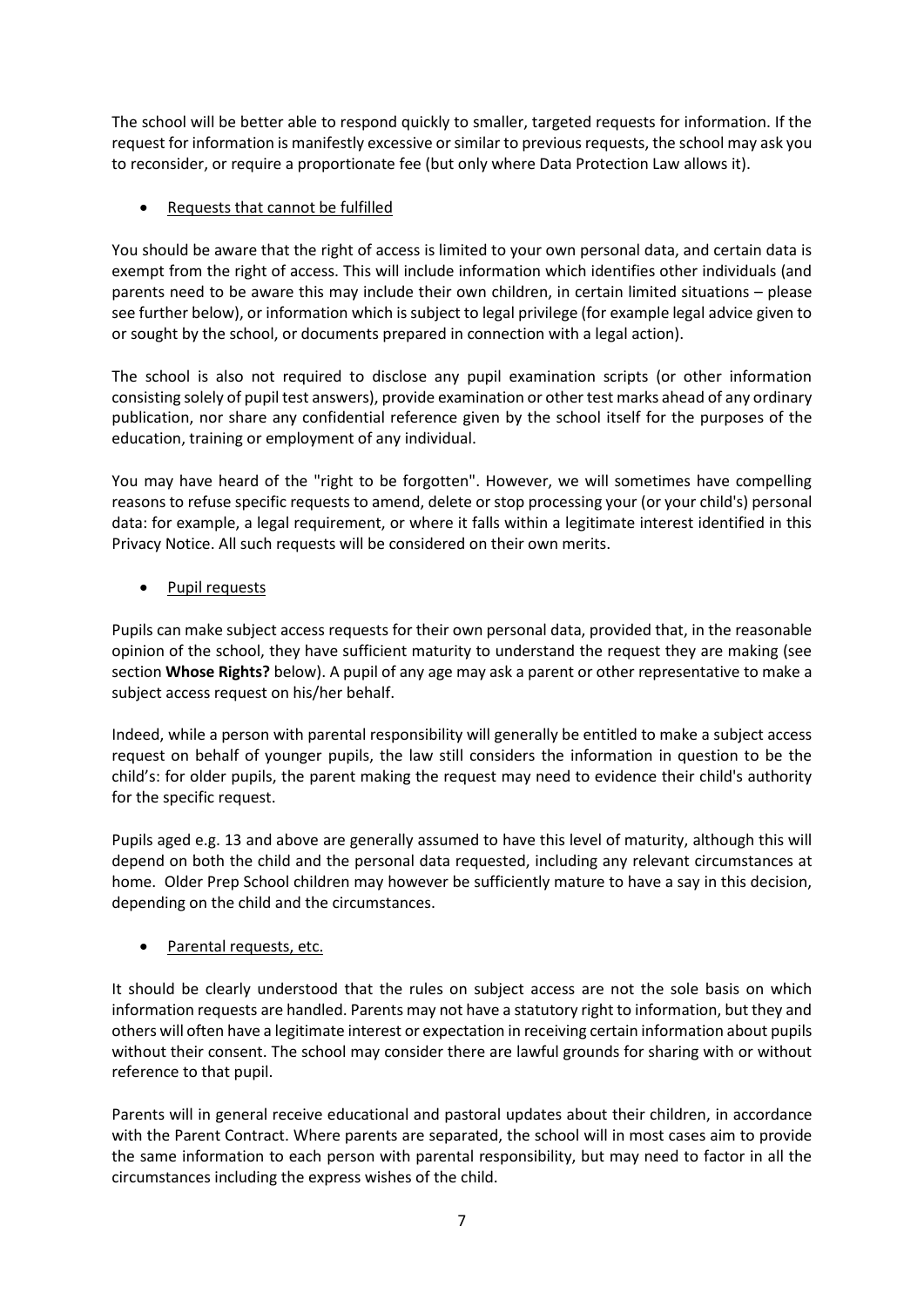The school will be better able to respond quickly to smaller, targeted requests for information. If the request for information is manifestly excessive or similar to previous requests, the school may ask you to reconsider, or require a proportionate fee (but only where Data Protection Law allows it).

- Requests that cannot be fulfilled

You should be aware that the right of access is limited to your own personal data, and certain data is exempt from the right of access. This will include information which identifies other individuals (and parents need to be aware this may include their own children, in certain limited situations – please see further below), or information which is subject to legal privilege (for example legal advice given to or sought by the school, or documents prepared in connection with a legal action).

The school is also not required to disclose any pupil examination scripts (or other information consisting solely of pupil test answers), provide examination or other test marks ahead of any ordinary publication, nor share any confidential reference given by the school itself for the purposes of the education, training or employment of any individual.

You may have heard of the "right to be forgotten". However, we will sometimes have compelling reasons to refuse specific requests to amend, delete or stop processing your (or your child's) personal data: for example, a legal requirement, or where it falls within a legitimate interest identified in this Privacy Notice. All such requests will be considered on their own merits.

- Pupil requests

Pupils can make subject access requests for their own personal data, provided that, in the reasonable opinion of the school, they have sufficient maturity to understand the request they are making (see section **Whose Rights?** below). A pupil of any age may ask a parent or other representative to make a subject access request on his/her behalf.

Indeed, while a person with parental responsibility will generally be entitled to make a subject access request on behalf of younger pupils, the law still considers the information in question to be the child's: for older pupils, the parent making the request may need to evidence their child's authority for the specific request.

Pupils aged e.g. 13 and above are generally assumed to have this level of maturity, although this will depend on both the child and the personal data requested, including any relevant circumstances at home. Older Prep School children may however be sufficiently mature to have a say in this decision, depending on the child and the circumstances.

- Parental requests, etc.

It should be clearly understood that the rules on subject access are not the sole basis on which information requests are handled. Parents may not have a statutory right to information, but they and others will often have a legitimate interest or expectation in receiving certain information about pupils without their consent. The school may consider there are lawful grounds for sharing with or without reference to that pupil.

Parents will in general receive educational and pastoral updates about their children, in accordance with the Parent Contract. Where parents are separated, the school will in most cases aim to provide the same information to each person with parental responsibility, but may need to factor in all the circumstances including the express wishes of the child.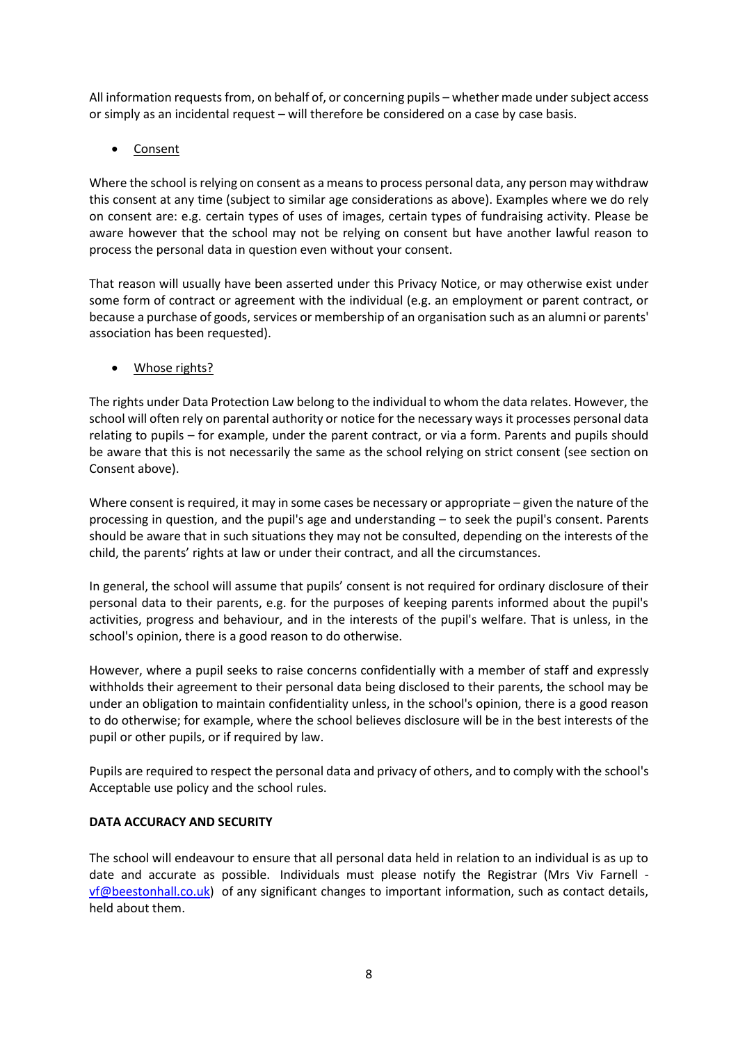All information requests from, on behalf of, or concerning pupils – whether made under subject access or simply as an incidental request – will therefore be considered on a case by case basis.

- Consent

Where the school is relying on consent as a means to process personal data, any person may withdraw this consent at any time (subject to similar age considerations as above). Examples where we do rely on consent are: e.g. certain types of uses of images, certain types of fundraising activity. Please be aware however that the school may not be relying on consent but have another lawful reason to process the personal data in question even without your consent.

That reason will usually have been asserted under this Privacy Notice, or may otherwise exist under some form of contract or agreement with the individual (e.g. an employment or parent contract, or because a purchase of goods, services or membership of an organisation such as an alumni or parents' association has been requested).

- Whose rights?

The rights under Data Protection Law belong to the individual to whom the data relates. However, the school will often rely on parental authority or notice for the necessary ways it processes personal data relating to pupils – for example, under the parent contract, or via a form. Parents and pupils should be aware that this is not necessarily the same as the school relying on strict consent (see section on Consent above).

Where consent is required, it may in some cases be necessary or appropriate – given the nature of the processing in question, and the pupil's age and understanding – to seek the pupil's consent. Parents should be aware that in such situations they may not be consulted, depending on the interests of the child, the parents' rights at law or under their contract, and all the circumstances.

In general, the school will assume that pupils' consent is not required for ordinary disclosure of their personal data to their parents, e.g. for the purposes of keeping parents informed about the pupil's activities, progress and behaviour, and in the interests of the pupil's welfare. That is unless, in the school's opinion, there is a good reason to do otherwise.

However, where a pupil seeks to raise concerns confidentially with a member of staff and expressly withholds their agreement to their personal data being disclosed to their parents, the school may be under an obligation to maintain confidentiality unless, in the school's opinion, there is a good reason to do otherwise; for example, where the school believes disclosure will be in the best interests of the pupil or other pupils, or if required by law.

Pupils are required to respect the personal data and privacy of others, and to comply with the school's Acceptable use policy and the school rules.

**DATA ACCURACY AND SECURITY**

The school will endeavour to ensure that all personal data held in relation to an individual is as up to date and accurate as possible. Individuals must please notify the Registrar (Mrs Viv Farnell - vf@beestonhall.co.uk) of any significant changes to important information, such as contact details, held about them.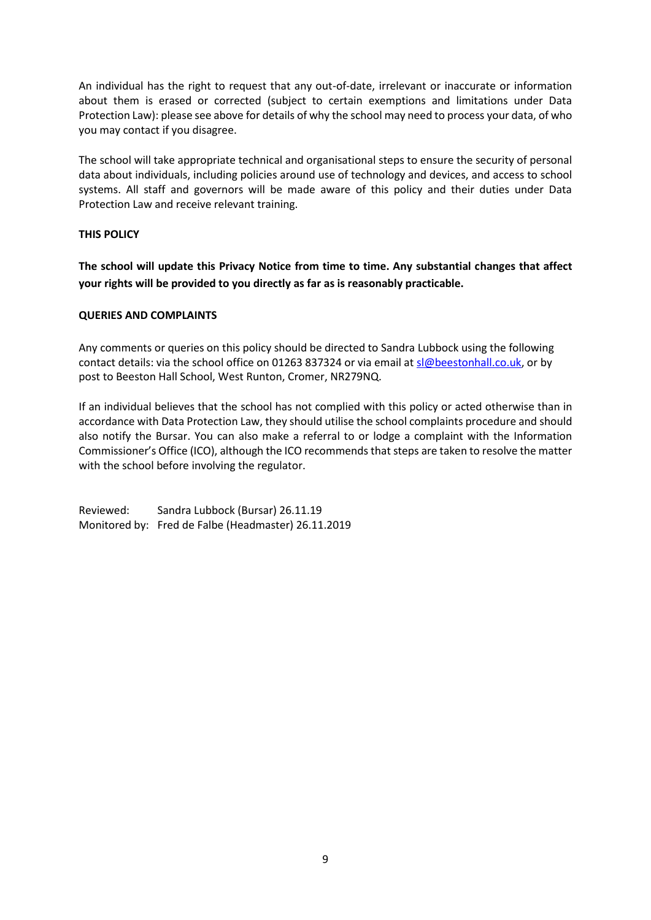An individual has the right to request that any out-of-date, irrelevant or inaccurate or information about them is erased or corrected (subject to certain exemptions and limitations under Data Protection Law): please see above for details of why the school may need to process your data, of who you may contact if you disagree.

The school will take appropriate technical and organisational steps to ensure the security of personal data about individuals, including policies around use of technology and devices, and access to school systems. All staff and governors will be made aware of this policy and their duties under Data Protection Law and receive relevant training.

**THIS POLICY**

**The school will update this Privacy Notice from time to time. Any substantial changes that affect your rights will be provided to you directly as far as is reasonably practicable.**

**QUERIES AND COMPLAINTS**

Any comments or queries on this policy should be directed to Sandra Lubbock using the following contact details: via the school office on 01263 837324 or via email at sl@beestonhall.co.uk, or by post to Beeston Hall School, West Runton, Cromer, NR279NQ.

If an individual believes that the school has not complied with this policy or acted otherwise than in accordance with Data Protection Law, they should utilise the school complaints procedure and should also notify the Bursar. You can also make a referral to or lodge a complaint with the Information Commissioner's Office (ICO), although the ICO recommends that steps are taken to resolve the matter with the school before involving the regulator.

Reviewed: Sandra Lubbock (Bursar) 26.11.19
Monitored by: Fred de Falbe (Headmaster) 26.11.2019